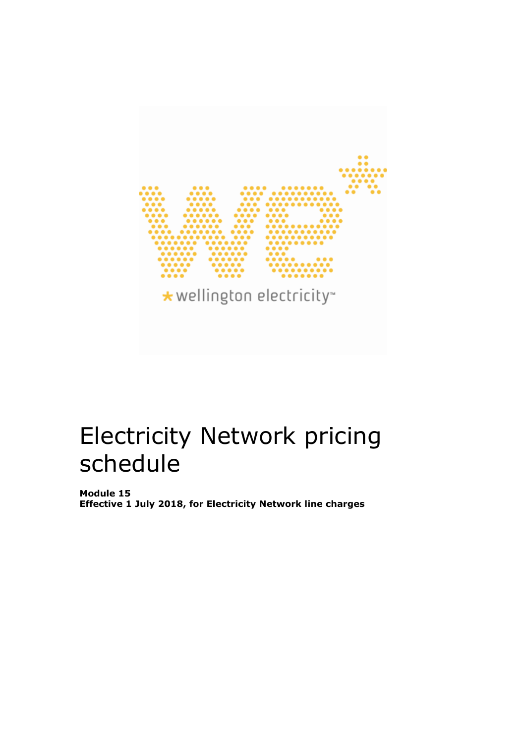# Electricity Network pricing schedule

**Module 15**
**Effective 1 July 2018, for Electricity Network line charges**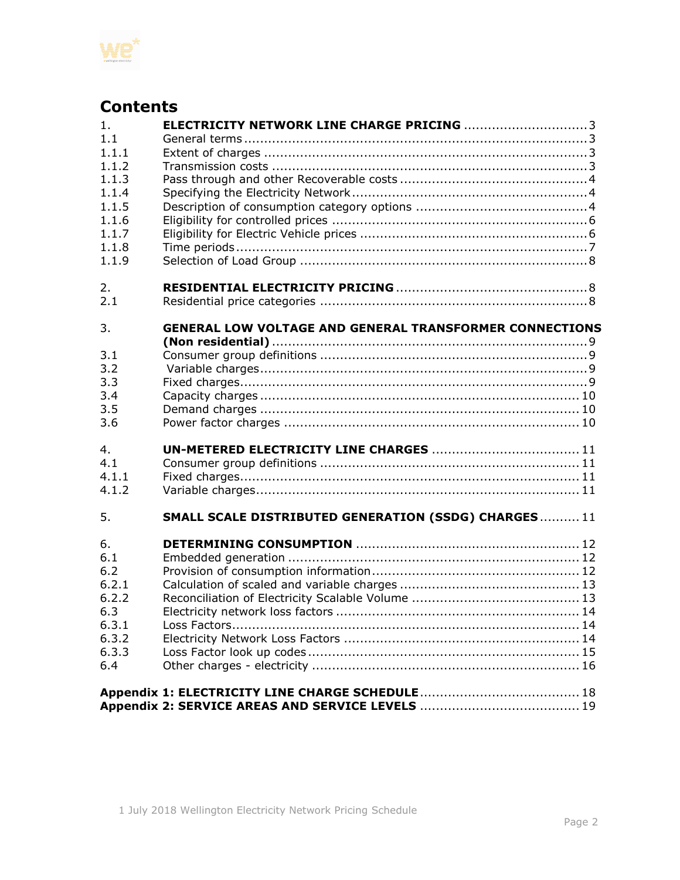# Contents

| | | |
|---|---|---|
| 1. | **ELECTRICITY NETWORK LINE CHARGE PRICING** | 3 |
| 1.1 | General terms | 3 |
| 1.1.1 | Extent of charges | 3 |
| 1.1.2 | Transmission costs | 3 |
| 1.1.3 | Pass through and other Recoverable costs | 4 |
| 1.1.4 | Specifying the Electricity Network | 4 |
| 1.1.5 | Description of consumption category options | 4 |
| 1.1.6 | Eligibility for controlled prices | 6 |
| 1.1.7 | Eligibility for Electric Vehicle prices | 6 |
| 1.1.8 | Time periods | 7 |
| 1.1.9 | Selection of Load Group | 8 |
| 2. | **RESIDENTIAL ELECTRICITY PRICING** | 8 |
| 2.1 | Residential price categories | 8 |
| 3. | **GENERAL LOW VOLTAGE AND GENERAL TRANSFORMER CONNECTIONS (Non residential)** | 9 |
| 3.1 | Consumer group definitions | 9 |
| 3.2 | Variable charges | 9 |
| 3.3 | Fixed charges | 9 |
| 3.4 | Capacity charges | 10 |
| 3.5 | Demand charges | 10 |
| 3.6 | Power factor charges | 10 |
| 4. | **UN-METERED ELECTRICITY LINE CHARGES** | 11 |
| 4.1 | Consumer group definitions | 11 |
| 4.1.1 | Fixed charges | 11 |
| 4.1.2 | Variable charges | 11 |
| 5. | **SMALL SCALE DISTRIBUTED GENERATION (SSDG) CHARGES** | 11 |
| 6. | **DETERMINING CONSUMPTION** | 12 |
| 6.1 | Embedded generation | 12 |
| 6.2 | Provision of consumption information | 12 |
| 6.2.1 | Calculation of scaled and variable charges | 13 |
| 6.2.2 | Reconciliation of Electricity Scalable Volume | 13 |
| 6.3 | Electricity network loss factors | 14 |
| 6.3.1 | Loss Factors | 14 |
| 6.3.2 | Electricity Network Loss Factors | 14 |
| 6.3.3 | Loss Factor look up codes | 15 |
| 6.4 | Other charges - electricity | 16 |

**Appendix 1: ELECTRICITY LINE CHARGE SCHEDULE** .... 18

**Appendix 2: SERVICE AREAS AND SERVICE LEVELS** .... 19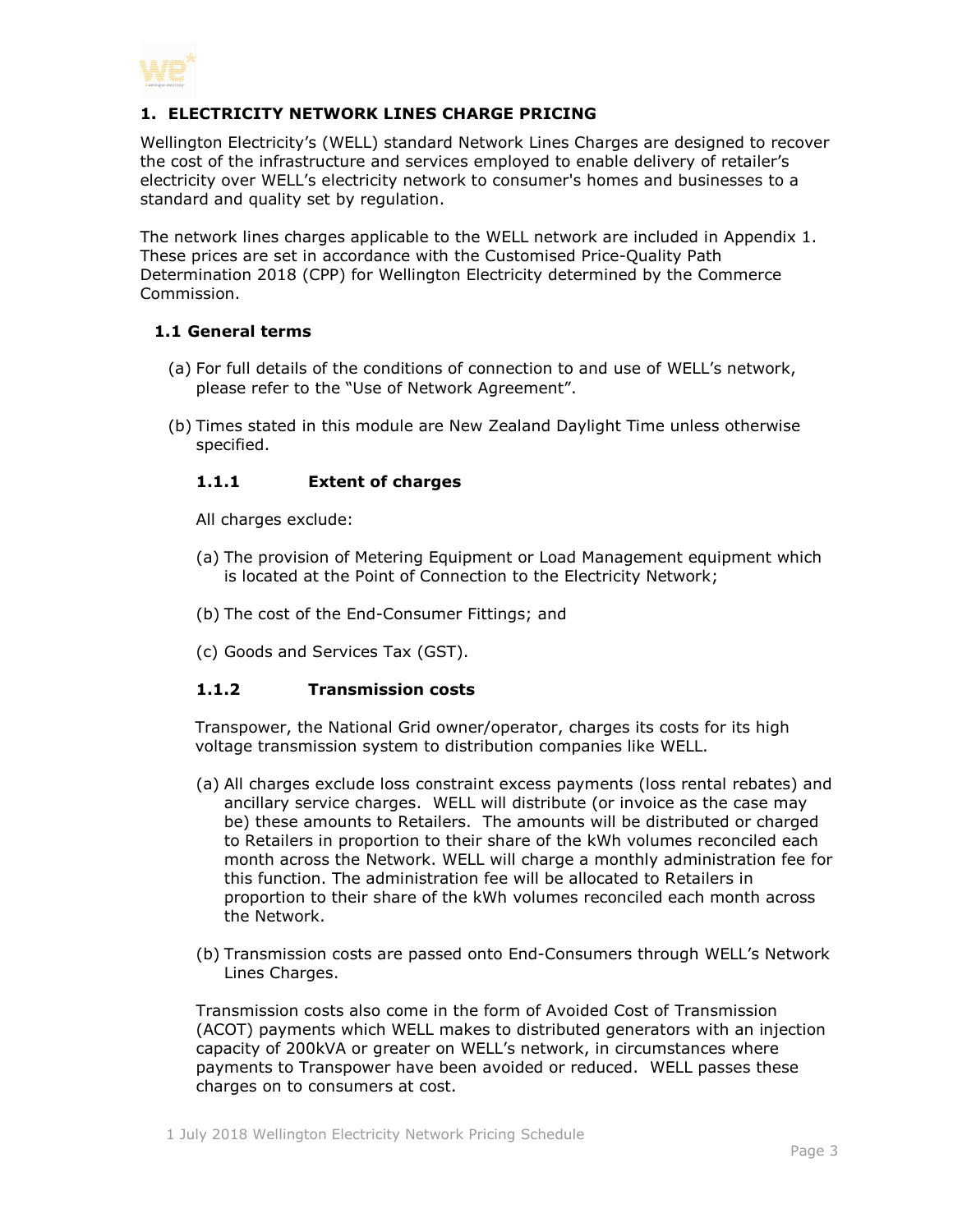# 1. ELECTRICITY NETWORK LINES CHARGE PRICING

Wellington Electricity's (WELL) standard Network Lines Charges are designed to recover the cost of the infrastructure and services employed to enable delivery of retailer's electricity over WELL's electricity network to consumer's homes and businesses to a standard and quality set by regulation.

The network lines charges applicable to the WELL network are included in Appendix 1. These prices are set in accordance with the Customised Price-Quality Path Determination 2018 (CPP) for Wellington Electricity determined by the Commerce Commission.

## 1.1 General terms

(a) For full details of the conditions of connection to and use of WELL's network, please refer to the "Use of Network Agreement".

(b) Times stated in this module are New Zealand Daylight Time unless otherwise specified.

### 1.1.1 Extent of charges

All charges exclude:

(a) The provision of Metering Equipment or Load Management equipment which is located at the Point of Connection to the Electricity Network;

(b) The cost of the End-Consumer Fittings; and

(c) Goods and Services Tax (GST).

### 1.1.2 Transmission costs

Transpower, the National Grid owner/operator, charges its costs for its high voltage transmission system to distribution companies like WELL.

(a) All charges exclude loss constraint excess payments (loss rental rebates) and ancillary service charges. WELL will distribute (or invoice as the case may be) these amounts to Retailers. The amounts will be distributed or charged to Retailers in proportion to their share of the kWh volumes reconciled each month across the Network. WELL will charge a monthly administration fee for this function. The administration fee will be allocated to Retailers in proportion to their share of the kWh volumes reconciled each month across the Network.

(b) Transmission costs are passed onto End-Consumers through WELL's Network Lines Charges.

Transmission costs also come in the form of Avoided Cost of Transmission (ACOT) payments which WELL makes to distributed generators with an injection capacity of 200kVA or greater on WELL's network, in circumstances where payments to Transpower have been avoided or reduced. WELL passes these charges on to consumers at cost.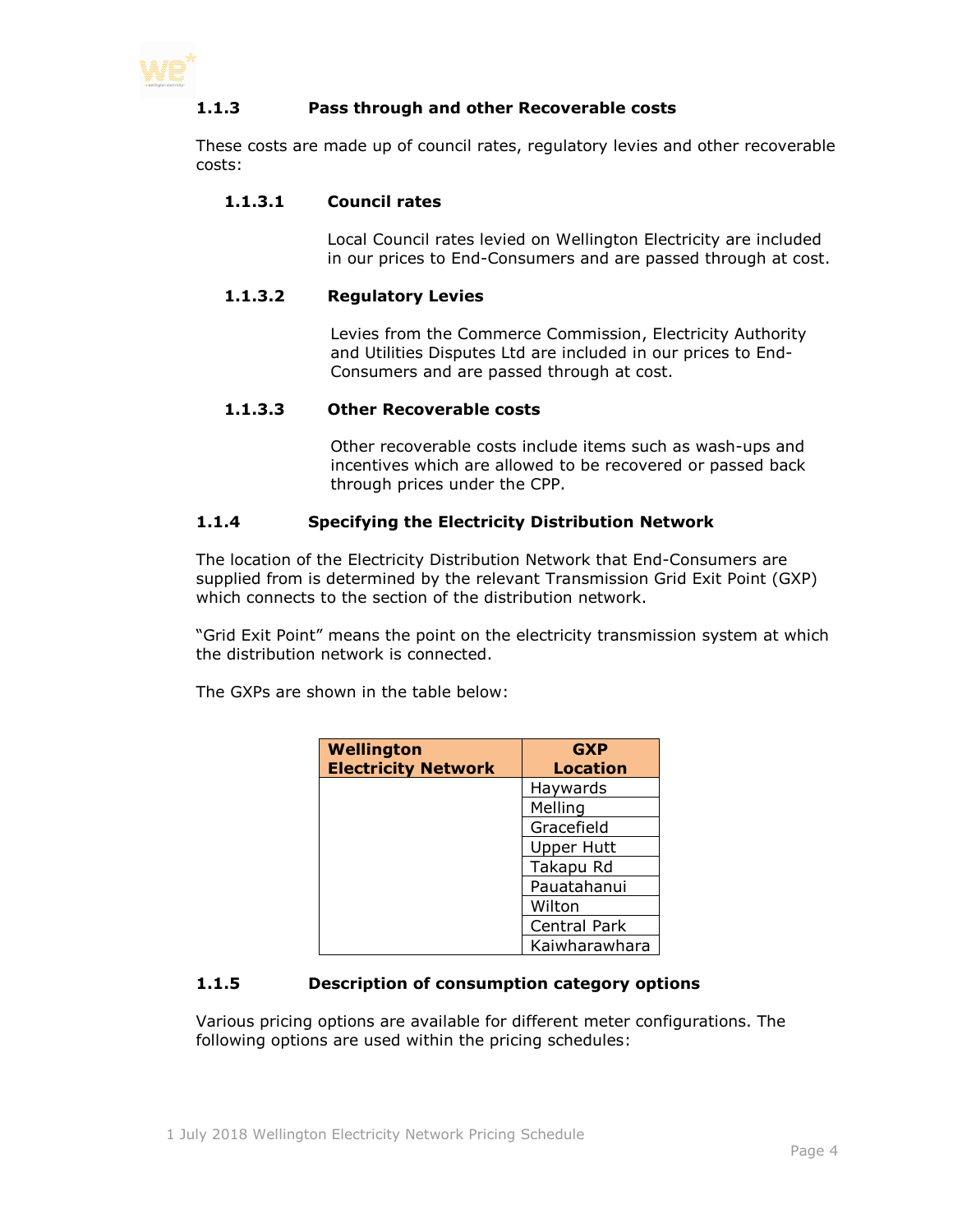### 1.1.3 Pass through and other Recoverable costs

These costs are made up of council rates, regulatory levies and other recoverable costs:

#### 1.1.3.1 Council rates

Local Council rates levied on Wellington Electricity are included in our prices to End-Consumers and are passed through at cost.

#### 1.1.3.2 Regulatory Levies

Levies from the Commerce Commission, Electricity Authority and Utilities Disputes Ltd are included in our prices to End-Consumers and are passed through at cost.

#### 1.1.3.3 Other Recoverable costs

Other recoverable costs include items such as wash-ups and incentives which are allowed to be recovered or passed back through prices under the CPP.

### 1.1.4 Specifying the Electricity Distribution Network

The location of the Electricity Distribution Network that End-Consumers are supplied from is determined by the relevant Transmission Grid Exit Point (GXP) which connects to the section of the distribution network.

"Grid Exit Point" means the point on the electricity transmission system at which the distribution network is connected.

The GXPs are shown in the table below:

| Wellington Electricity Network | GXP Location |
|---|---|
| | Haywards |
| | Melling |
| | Gracefield |
| | Upper Hutt |
| | Takapu Rd |
| | Pauatahanui |
| | Wilton |
| | Central Park |
| | Kaiwharawhara |

### 1.1.5 Description of consumption category options

Various pricing options are available for different meter configurations. The following options are used within the pricing schedules: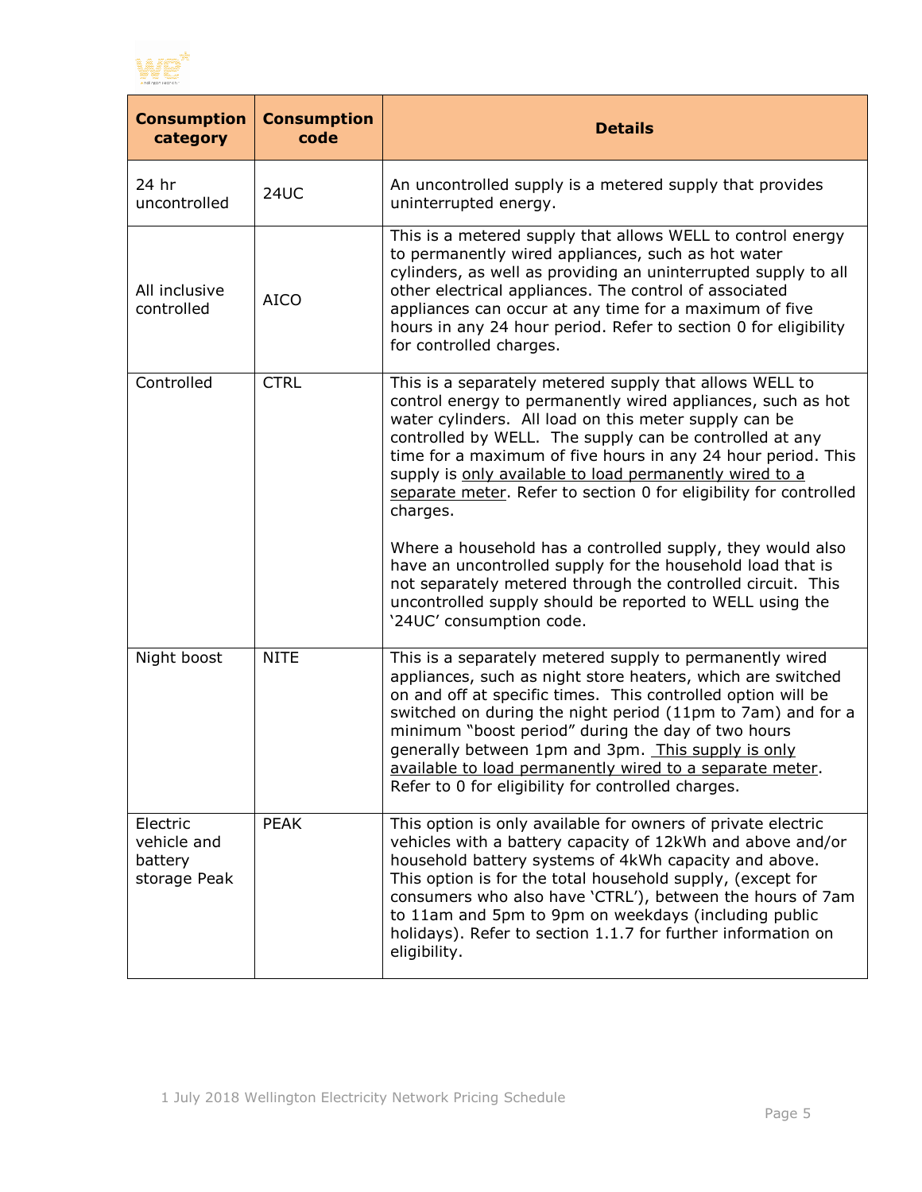| Consumption category | Consumption code | Details |
|---|---|---|
| 24 hr uncontrolled | 24UC | An uncontrolled supply is a metered supply that provides uninterrupted energy. |
| All inclusive controlled | AICO | This is a metered supply that allows WELL to control energy to permanently wired appliances, such as hot water cylinders, as well as providing an uninterrupted supply to all other electrical appliances. The control of associated appliances can occur at any time for a maximum of five hours in any 24 hour period. Refer to section 0 for eligibility for controlled charges. |
| Controlled | CTRL | This is a separately metered supply that allows WELL to control energy to permanently wired appliances, such as hot water cylinders. All load on this meter supply can be controlled by WELL. The supply can be controlled at any time for a maximum of five hours in any 24 hour period. This supply is <u>only available to load permanently wired to a separate meter</u>. Refer to section 0 for eligibility for controlled charges.<br><br>Where a household has a controlled supply, they would also have an uncontrolled supply for the household load that is not separately metered through the controlled circuit. This uncontrolled supply should be reported to WELL using the '24UC' consumption code. |
| Night boost | NITE | This is a separately metered supply to permanently wired appliances, such as night store heaters, which are switched on and off at specific times. This controlled option will be switched on during the night period (11pm to 7am) and for a minimum "boost period" during the day of two hours generally between 1pm and 3pm. <u>This supply is only available to load permanently wired to a separate meter</u>. Refer to 0 for eligibility for controlled charges. |
| Electric vehicle and battery storage Peak | PEAK | This option is only available for owners of private electric vehicles with a battery capacity of 12kWh and above and/or household battery systems of 4kWh capacity and above. This option is for the total household supply, (except for consumers who also have 'CTRL'), between the hours of 7am to 11am and 5pm to 9pm on weekdays (including public holidays). Refer to section 1.1.7 for further information on eligibility. |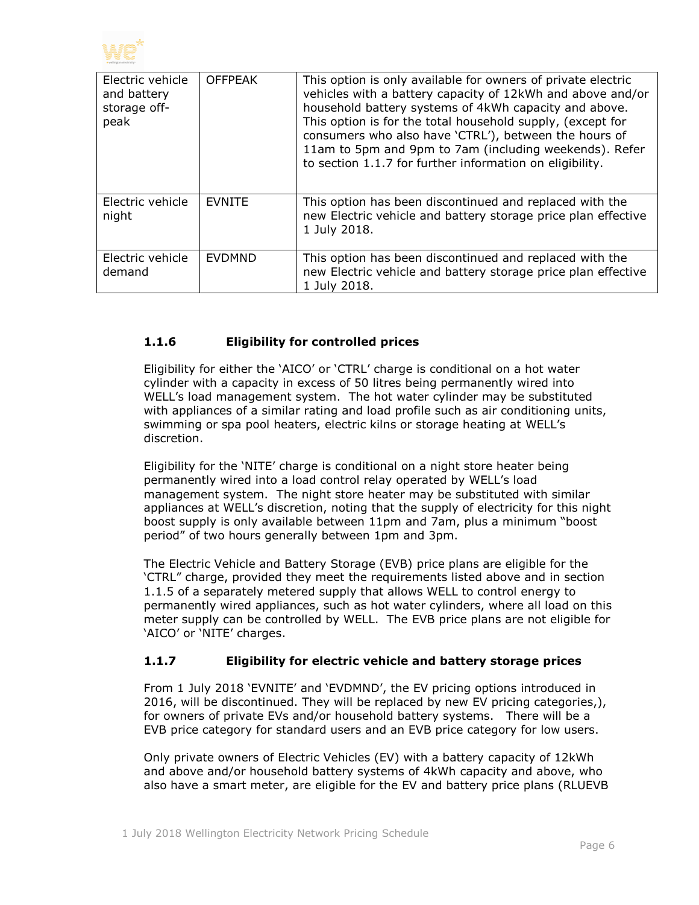| Electric vehicle and battery storage off-peak | OFFPEAK | This option is only available for owners of private electric vehicles with a battery capacity of 12kWh and above and/or household battery systems of 4kWh capacity and above. This option is for the total household supply, (except for consumers who also have 'CTRL'), between the hours of 11am to 5pm and 9pm to 7am (including weekends). Refer to section 1.1.7 for further information on eligibility. |
|---|---|---|
| Electric vehicle night | EVNITE | This option has been discontinued and replaced with the new Electric vehicle and battery storage price plan effective 1 July 2018. |
| Electric vehicle demand | EVDMND | This option has been discontinued and replaced with the new Electric vehicle and battery storage price plan effective 1 July 2018. |

### 1.1.6 Eligibility for controlled prices

Eligibility for either the 'AICO' or 'CTRL' charge is conditional on a hot water cylinder with a capacity in excess of 50 litres being permanently wired into WELL's load management system. The hot water cylinder may be substituted with appliances of a similar rating and load profile such as air conditioning units, swimming or spa pool heaters, electric kilns or storage heating at WELL's discretion.

Eligibility for the 'NITE' charge is conditional on a night store heater being permanently wired into a load control relay operated by WELL's load management system. The night store heater may be substituted with similar appliances at WELL's discretion, noting that the supply of electricity for this night boost supply is only available between 11pm and 7am, plus a minimum "boost period" of two hours generally between 1pm and 3pm.

The Electric Vehicle and Battery Storage (EVB) price plans are eligible for the 'CTRL" charge, provided they meet the requirements listed above and in section 1.1.5 of a separately metered supply that allows WELL to control energy to permanently wired appliances, such as hot water cylinders, where all load on this meter supply can be controlled by WELL. The EVB price plans are not eligible for 'AICO' or 'NITE' charges.

### 1.1.7 Eligibility for electric vehicle and battery storage prices

From 1 July 2018 'EVNITE' and 'EVDMND', the EV pricing options introduced in 2016, will be discontinued. They will be replaced by new EV pricing categories,), for owners of private EVs and/or household battery systems. There will be a EVB price category for standard users and an EVB price category for low users.

Only private owners of Electric Vehicles (EV) with a battery capacity of 12kWh and above and/or household battery systems of 4kWh capacity and above, who also have a smart meter, are eligible for the EV and battery price plans (RLUEVB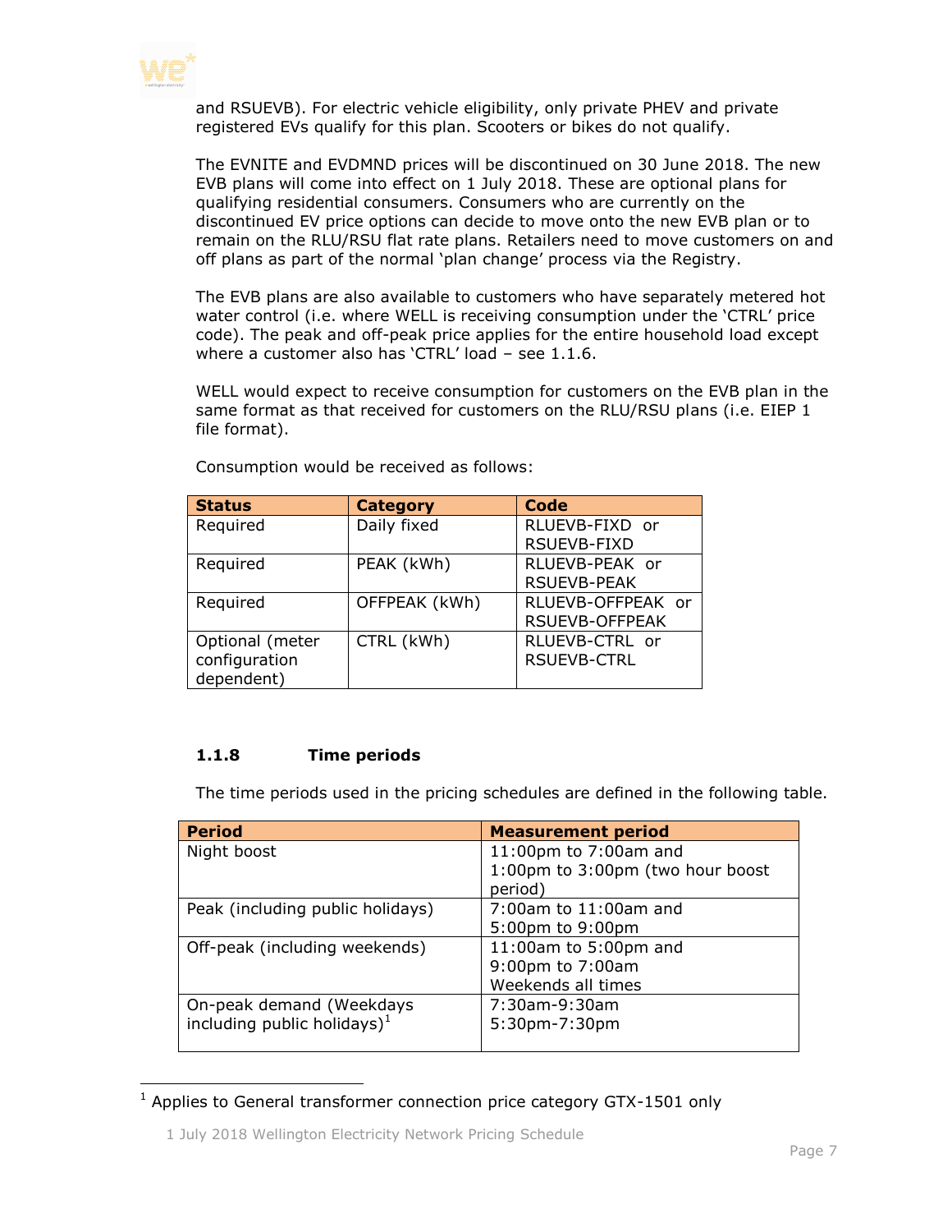and RSUEVB). For electric vehicle eligibility, only private PHEV and private registered EVs qualify for this plan. Scooters or bikes do not qualify.

The EVNITE and EVDMND prices will be discontinued on 30 June 2018. The new EVB plans will come into effect on 1 July 2018. These are optional plans for qualifying residential consumers. Consumers who are currently on the discontinued EV price options can decide to move onto the new EVB plan or to remain on the RLU/RSU flat rate plans. Retailers need to move customers on and off plans as part of the normal 'plan change' process via the Registry.

The EVB plans are also available to customers who have separately metered hot water control (i.e. where WELL is receiving consumption under the 'CTRL' price code). The peak and off-peak price applies for the entire household load except where a customer also has 'CTRL' load – see 1.1.6.

WELL would expect to receive consumption for customers on the EVB plan in the same format as that received for customers on the RLU/RSU plans (i.e. EIEP 1 file format).

Consumption would be received as follows:

| Status | Category | Code |
|---|---|---|
| Required | Daily fixed | RLUEVB-FIXD or RSUEVB-FIXD |
| Required | PEAK (kWh) | RLUEVB-PEAK or RSUEVB-PEAK |
| Required | OFFPEAK (kWh) | RLUEVB-OFFPEAK or RSUEVB-OFFPEAK |
| Optional (meter configuration dependent) | CTRL (kWh) | RLUEVB-CTRL or RSUEVB-CTRL |

### 1.1.8 Time periods

The time periods used in the pricing schedules are defined in the following table.

| Period | Measurement period |
|---|---|
| Night boost | 11:00pm to 7:00am and 1:00pm to 3:00pm (two hour boost period) |
| Peak (including public holidays) | 7:00am to 11:00am and 5:00pm to 9:00pm |
| Off-peak (including weekends) | 11:00am to 5:00pm and 9:00pm to 7:00am Weekends all times |
| On-peak demand (Weekdays including public holidays)[1] | 7:30am-9:30am 5:30pm-7:30pm |

[1] Applies to General transformer connection price category GTX-1501 only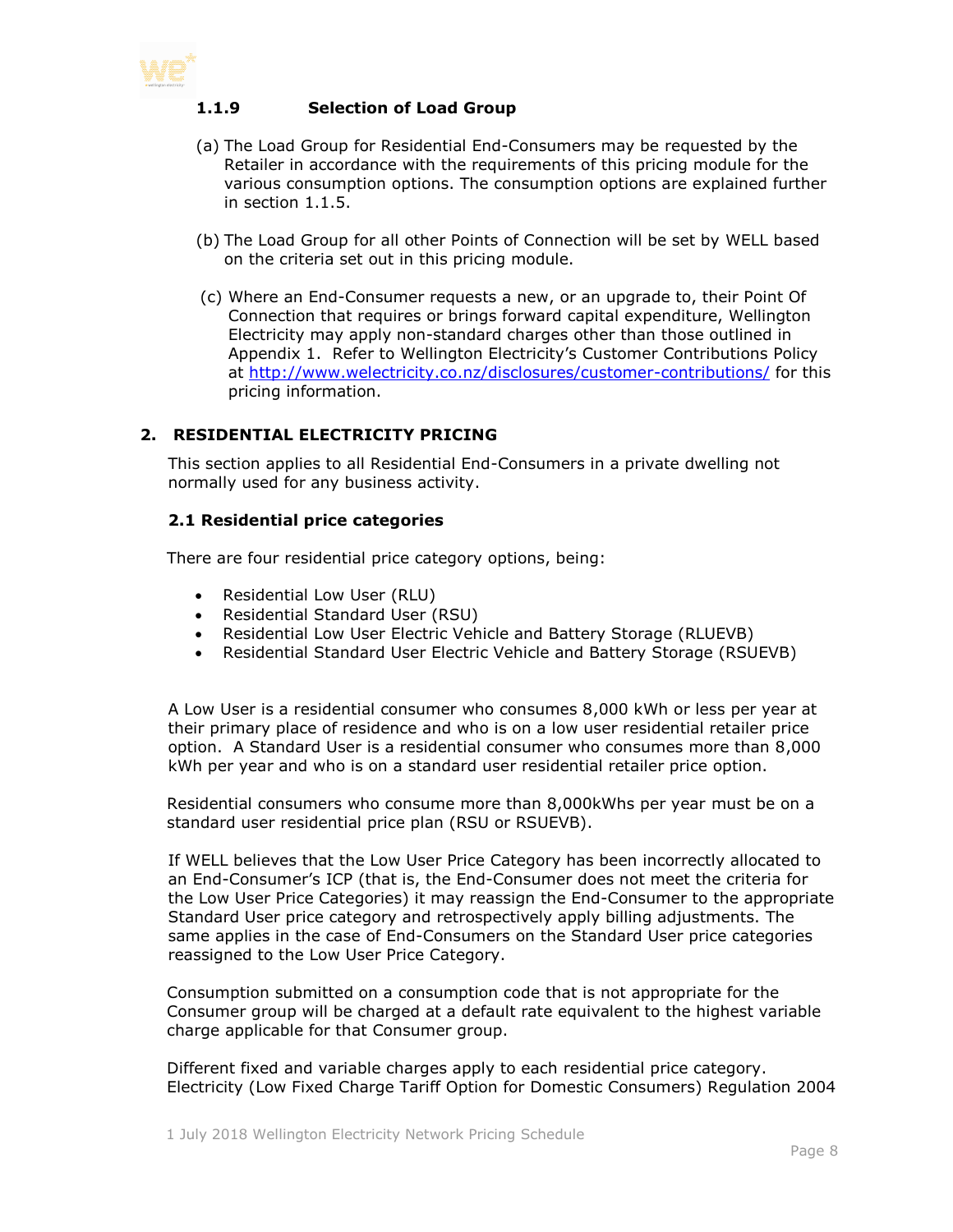### 1.1.9 Selection of Load Group

(a) The Load Group for Residential End-Consumers may be requested by the Retailer in accordance with the requirements of this pricing module for the various consumption options. The consumption options are explained further in section 1.1.5.

(b) The Load Group for all other Points of Connection will be set by WELL based on the criteria set out in this pricing module.

(c) Where an End-Consumer requests a new, or an upgrade to, their Point Of Connection that requires or brings forward capital expenditure, Wellington Electricity may apply non-standard charges other than those outlined in Appendix 1. Refer to Wellington Electricity's Customer Contributions Policy at [http://www.welectricity.co.nz/disclosures/customer-contributions/](http://www.welectricity.co.nz/disclosures/customer-contributions/) for this pricing information.

## 2. RESIDENTIAL ELECTRICITY PRICING

This section applies to all Residential End-Consumers in a private dwelling not normally used for any business activity.

### 2.1 Residential price categories

There are four residential price category options, being:

- Residential Low User (RLU)
- Residential Standard User (RSU)
- Residential Low User Electric Vehicle and Battery Storage (RLUEVB)
- Residential Standard User Electric Vehicle and Battery Storage (RSUEVB)

A Low User is a residential consumer who consumes 8,000 kWh or less per year at their primary place of residence and who is on a low user residential retailer price option. A Standard User is a residential consumer who consumes more than 8,000 kWh per year and who is on a standard user residential retailer price option.

Residential consumers who consume more than 8,000kWhs per year must be on a standard user residential price plan (RSU or RSUEVB).

If WELL believes that the Low User Price Category has been incorrectly allocated to an End-Consumer's ICP (that is, the End-Consumer does not meet the criteria for the Low User Price Categories) it may reassign the End-Consumer to the appropriate Standard User price category and retrospectively apply billing adjustments. The same applies in the case of End-Consumers on the Standard User price categories reassigned to the Low User Price Category.

Consumption submitted on a consumption code that is not appropriate for the Consumer group will be charged at a default rate equivalent to the highest variable charge applicable for that Consumer group.

Different fixed and variable charges apply to each residential price category. Electricity (Low Fixed Charge Tariff Option for Domestic Consumers) Regulation 2004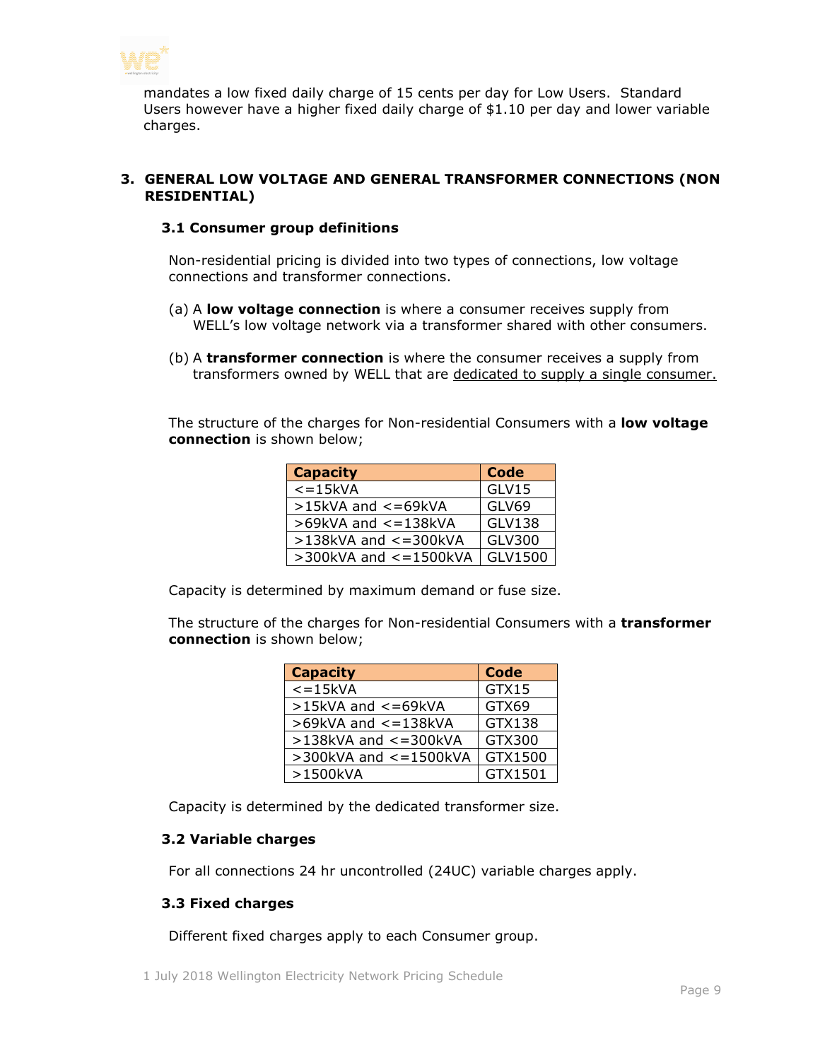mandates a low fixed daily charge of 15 cents per day for Low Users. Standard Users however have a higher fixed daily charge of $1.10 per day and lower variable charges.

## 3. GENERAL LOW VOLTAGE AND GENERAL TRANSFORMER CONNECTIONS (NON RESIDENTIAL)

### 3.1 Consumer group definitions

Non-residential pricing is divided into two types of connections, low voltage connections and transformer connections.

(a) A **low voltage connection** is where a consumer receives supply from WELL's low voltage network via a transformer shared with other consumers.

(b) A **transformer connection** is where the consumer receives a supply from transformers owned by WELL that are dedicated to supply a single consumer.

The structure of the charges for Non-residential Consumers with a **low voltage connection** is shown below;

| Capacity | Code |
|---|---|
| <=15kVA | GLV15 |
| >15kVA and <=69kVA | GLV69 |
| >69kVA and <=138kVA | GLV138 |
| >138kVA and <=300kVA | GLV300 |
| >300kVA and <=1500kVA | GLV1500 |

Capacity is determined by maximum demand or fuse size.

The structure of the charges for Non-residential Consumers with a **transformer connection** is shown below;

| Capacity | Code |
|---|---|
| <=15kVA | GTX15 |
| >15kVA and <=69kVA | GTX69 |
| >69kVA and <=138kVA | GTX138 |
| >138kVA and <=300kVA | GTX300 |
| >300kVA and <=1500kVA | GTX1500 |
| >1500kVA | GTX1501 |

Capacity is determined by the dedicated transformer size.

### 3.2 Variable charges

For all connections 24 hr uncontrolled (24UC) variable charges apply.

### 3.3 Fixed charges

Different fixed charges apply to each Consumer group.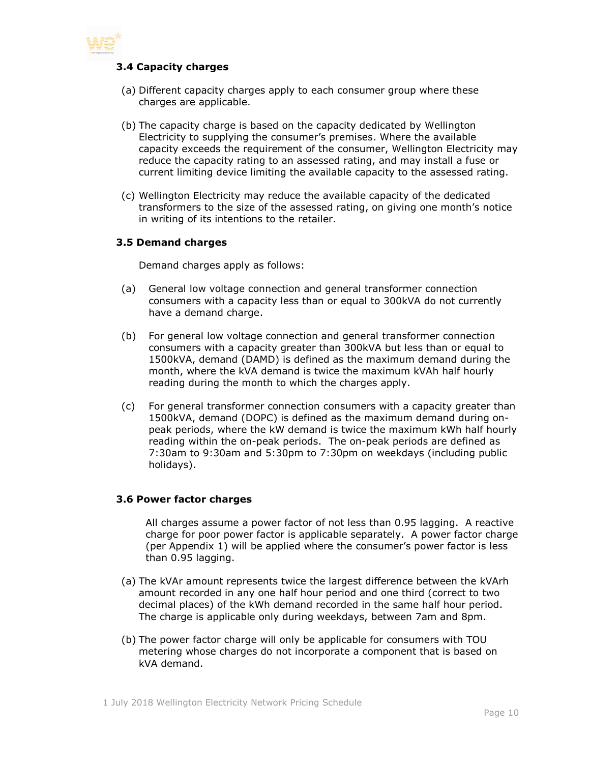### 3.4 Capacity charges

(a) Different capacity charges apply to each consumer group where these charges are applicable.

(b) The capacity charge is based on the capacity dedicated by Wellington Electricity to supplying the consumer's premises. Where the available capacity exceeds the requirement of the consumer, Wellington Electricity may reduce the capacity rating to an assessed rating, and may install a fuse or current limiting device limiting the available capacity to the assessed rating.

(c) Wellington Electricity may reduce the available capacity of the dedicated transformers to the size of the assessed rating, on giving one month's notice in writing of its intentions to the retailer.

### 3.5 Demand charges

Demand charges apply as follows:

(a) General low voltage connection and general transformer connection consumers with a capacity less than or equal to 300kVA do not currently have a demand charge.

(b) For general low voltage connection and general transformer connection consumers with a capacity greater than 300kVA but less than or equal to 1500kVA, demand (DAMD) is defined as the maximum demand during the month, where the kVA demand is twice the maximum kVAh half hourly reading during the month to which the charges apply.

(c) For general transformer connection consumers with a capacity greater than 1500kVA, demand (DOPC) is defined as the maximum demand during on-peak periods, where the kW demand is twice the maximum kWh half hourly reading within the on-peak periods. The on-peak periods are defined as 7:30am to 9:30am and 5:30pm to 7:30pm on weekdays (including public holidays).

### 3.6 Power factor charges

All charges assume a power factor of not less than 0.95 lagging. A reactive charge for poor power factor is applicable separately. A power factor charge (per Appendix 1) will be applied where the consumer's power factor is less than 0.95 lagging.

(a) The kVAr amount represents twice the largest difference between the kVArh amount recorded in any one half hour period and one third (correct to two decimal places) of the kWh demand recorded in the same half hour period. The charge is applicable only during weekdays, between 7am and 8pm.

(b) The power factor charge will only be applicable for consumers with TOU metering whose charges do not incorporate a component that is based on kVA demand.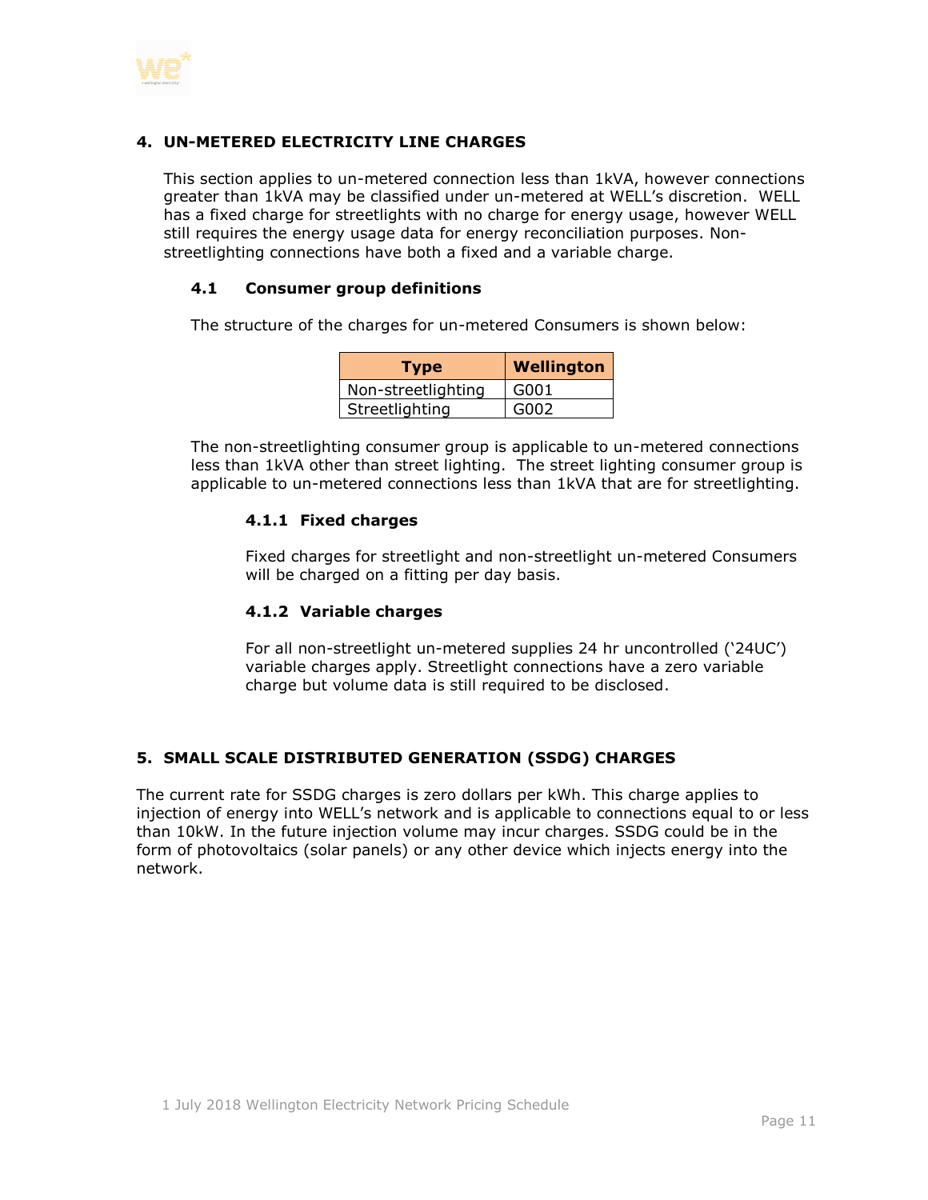## 4. UN-METERED ELECTRICITY LINE CHARGES

This section applies to un-metered connection less than 1kVA, however connections greater than 1kVA may be classified under un-metered at WELL's discretion. WELL has a fixed charge for streetlights with no charge for energy usage, however WELL still requires the energy usage data for energy reconciliation purposes. Non-streetlighting connections have both a fixed and a variable charge.

### 4.1 Consumer group definitions

The structure of the charges for un-metered Consumers is shown below:

| Type | Wellington |
|---|---|
| Non-streetlighting | G001 |
| Streetlighting | G002 |

The non-streetlighting consumer group is applicable to un-metered connections less than 1kVA other than street lighting. The street lighting consumer group is applicable to un-metered connections less than 1kVA that are for streetlighting.

#### 4.1.1 Fixed charges

Fixed charges for streetlight and non-streetlight un-metered Consumers will be charged on a fitting per day basis.

#### 4.1.2 Variable charges

For all non-streetlight un-metered supplies 24 hr uncontrolled ('24UC') variable charges apply. Streetlight connections have a zero variable charge but volume data is still required to be disclosed.

## 5. SMALL SCALE DISTRIBUTED GENERATION (SSDG) CHARGES

The current rate for SSDG charges is zero dollars per kWh. This charge applies to injection of energy into WELL's network and is applicable to connections equal to or less than 10kW. In the future injection volume may incur charges. SSDG could be in the form of photovoltaics (solar panels) or any other device which injects energy into the network.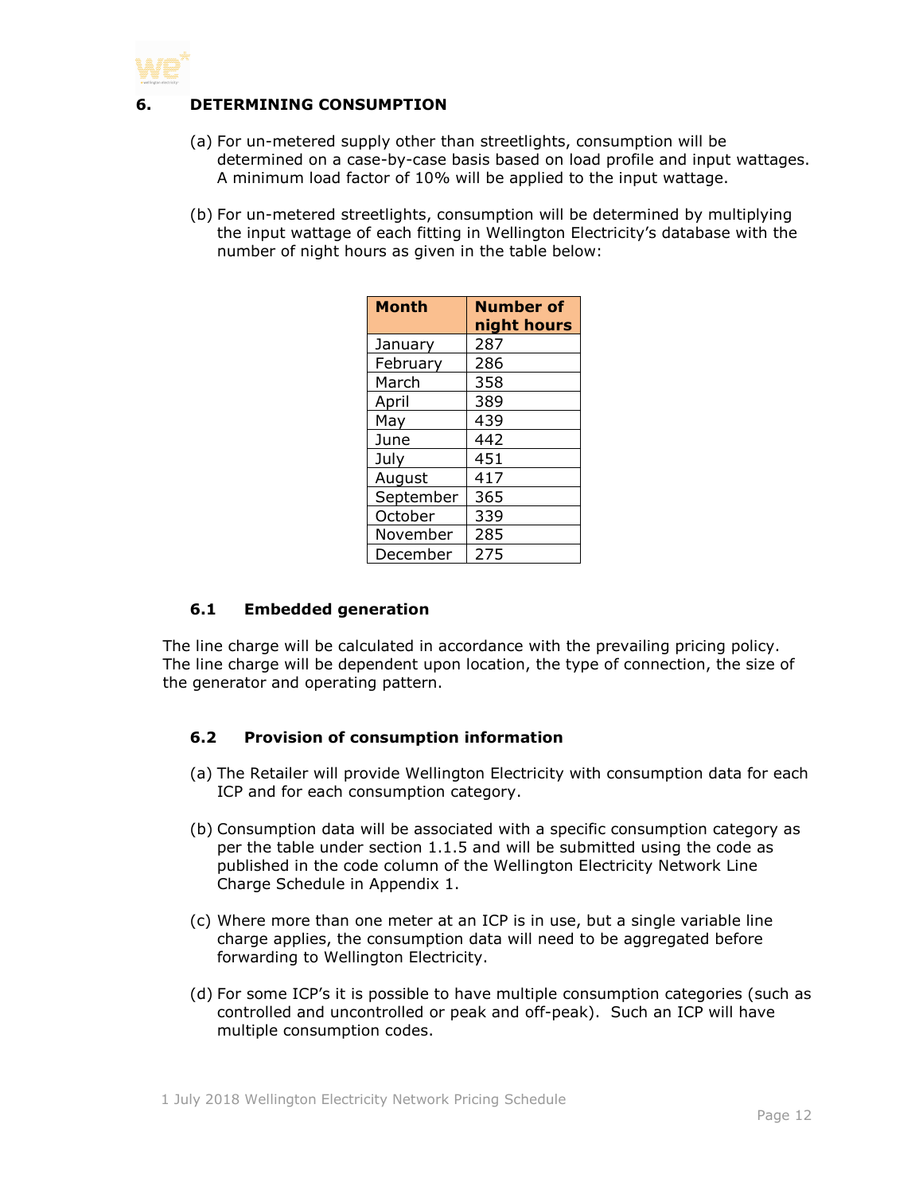## 6. DETERMINING CONSUMPTION

(a) For un-metered supply other than streetlights, consumption will be determined on a case-by-case basis based on load profile and input wattages. A minimum load factor of 10% will be applied to the input wattage.

(b) For un-metered streetlights, consumption will be determined by multiplying the input wattage of each fitting in Wellington Electricity's database with the number of night hours as given in the table below:

| Month | Number of night hours |
|---|---|
| January | 287 |
| February | 286 |
| March | 358 |
| April | 389 |
| May | 439 |
| June | 442 |
| July | 451 |
| August | 417 |
| September | 365 |
| October | 339 |
| November | 285 |
| December | 275 |

### 6.1 Embedded generation

The line charge will be calculated in accordance with the prevailing pricing policy. The line charge will be dependent upon location, the type of connection, the size of the generator and operating pattern.

### 6.2 Provision of consumption information

(a) The Retailer will provide Wellington Electricity with consumption data for each ICP and for each consumption category.

(b) Consumption data will be associated with a specific consumption category as per the table under section 1.1.5 and will be submitted using the code as published in the code column of the Wellington Electricity Network Line Charge Schedule in Appendix 1.

(c) Where more than one meter at an ICP is in use, but a single variable line charge applies, the consumption data will need to be aggregated before forwarding to Wellington Electricity.

(d) For some ICP's it is possible to have multiple consumption categories (such as controlled and uncontrolled or peak and off-peak). Such an ICP will have multiple consumption codes.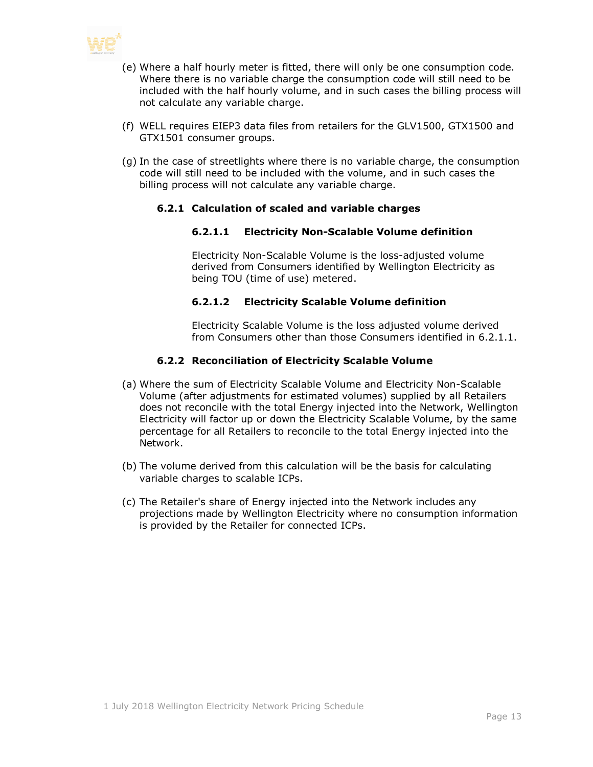(e) Where a half hourly meter is fitted, there will only be one consumption code. Where there is no variable charge the consumption code will still need to be included with the half hourly volume, and in such cases the billing process will not calculate any variable charge.

(f) WELL requires EIEP3 data files from retailers for the GLV1500, GTX1500 and GTX1501 consumer groups.

(g) In the case of streetlights where there is no variable charge, the consumption code will still need to be included with the volume, and in such cases the billing process will not calculate any variable charge.

### 6.2.1 Calculation of scaled and variable charges

#### 6.2.1.1 Electricity Non-Scalable Volume definition

Electricity Non-Scalable Volume is the loss-adjusted volume derived from Consumers identified by Wellington Electricity as being TOU (time of use) metered.

#### 6.2.1.2 Electricity Scalable Volume definition

Electricity Scalable Volume is the loss adjusted volume derived from Consumers other than those Consumers identified in 6.2.1.1.

### 6.2.2 Reconciliation of Electricity Scalable Volume

(a) Where the sum of Electricity Scalable Volume and Electricity Non-Scalable Volume (after adjustments for estimated volumes) supplied by all Retailers does not reconcile with the total Energy injected into the Network, Wellington Electricity will factor up or down the Electricity Scalable Volume, by the same percentage for all Retailers to reconcile to the total Energy injected into the Network.

(b) The volume derived from this calculation will be the basis for calculating variable charges to scalable ICPs.

(c) The Retailer's share of Energy injected into the Network includes any projections made by Wellington Electricity where no consumption information is provided by the Retailer for connected ICPs.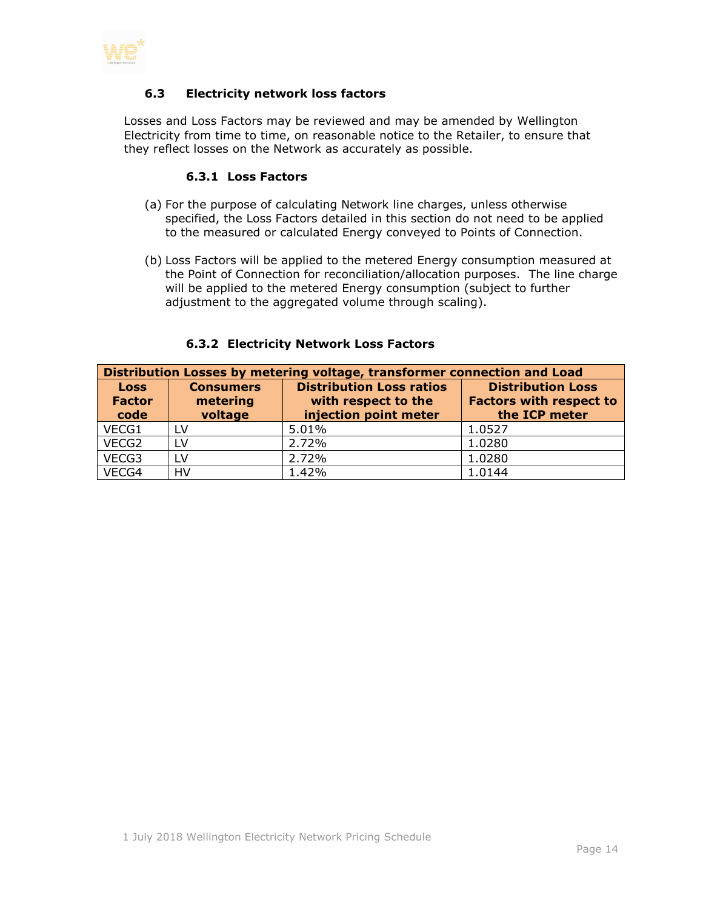### 6.3 Electricity network loss factors

Losses and Loss Factors may be reviewed and may be amended by Wellington Electricity from time to time, on reasonable notice to the Retailer, to ensure that they reflect losses on the Network as accurately as possible.

#### 6.3.1 Loss Factors

(a) For the purpose of calculating Network line charges, unless otherwise specified, the Loss Factors detailed in this section do not need to be applied to the measured or calculated Energy conveyed to Points of Connection.

(b) Loss Factors will be applied to the metered Energy consumption measured at the Point of Connection for reconciliation/allocation purposes. The line charge will be applied to the metered Energy consumption (subject to further adjustment to the aggregated volume through scaling).

#### 6.3.2 Electricity Network Loss Factors

| Distribution Losses by metering voltage, transformer connection and Load | | | |
|---|---|---|---|
| **Loss Factor code** | **Consumers metering voltage** | **Distribution Loss ratios with respect to the injection point meter** | **Distribution Loss Factors with respect to the ICP meter** |
| VECG1 | LV | 5.01% | 1.0527 |
| VECG2 | LV | 2.72% | 1.0280 |
| VECG3 | LV | 2.72% | 1.0280 |
| VECG4 | HV | 1.42% | 1.0144 |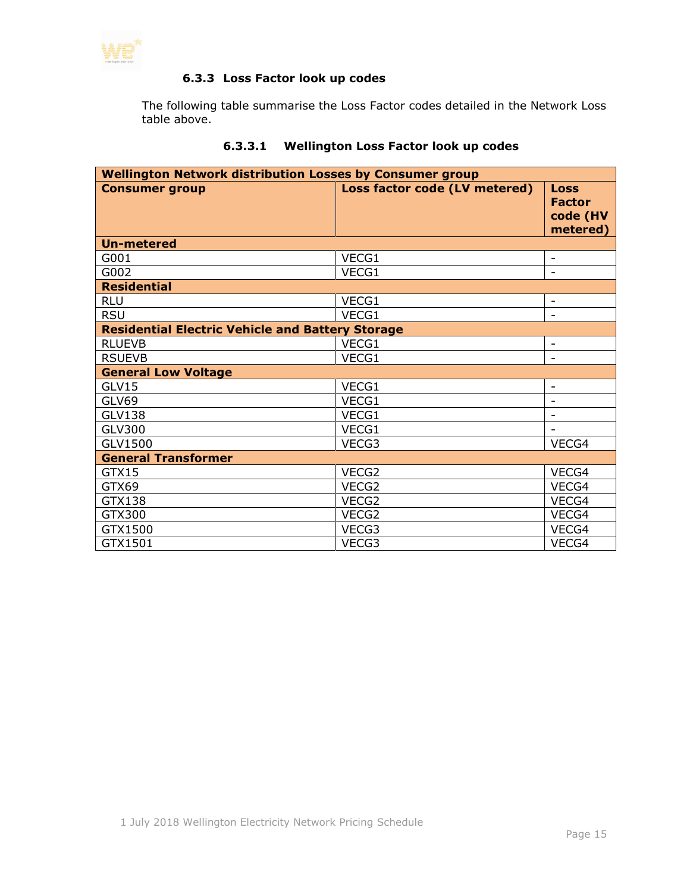### 6.3.3 Loss Factor look up codes

The following table summarise the Loss Factor codes detailed in the Network Loss table above.

#### 6.3.3.1 Wellington Loss Factor look up codes

| **Wellington Network distribution Losses by Consumer group** | | |
|---|---|---|
| **Consumer group** | **Loss factor code (LV metered)** | **Loss Factor code (HV metered)** |
| **Un-metered** | | |
| G001 | VECG1 | - |
| G002 | VECG1 | - |
| **Residential** | | |
| RLU | VECG1 | - |
| RSU | VECG1 | - |
| **Residential Electric Vehicle and Battery Storage** | | |
| RLUEVB | VECG1 | - |
| RSUEVB | VECG1 | - |
| **General Low Voltage** | | |
| GLV15 | VECG1 | - |
| GLV69 | VECG1 | - |
| GLV138 | VECG1 | - |
| GLV300 | VECG1 | - |
| GLV1500 | VECG3 | VECG4 |
| **General Transformer** | | |
| GTX15 | VECG2 | VECG4 |
| GTX69 | VECG2 | VECG4 |
| GTX138 | VECG2 | VECG4 |
| GTX300 | VECG2 | VECG4 |
| GTX1500 | VECG3 | VECG4 |
| GTX1501 | VECG3 | VECG4 |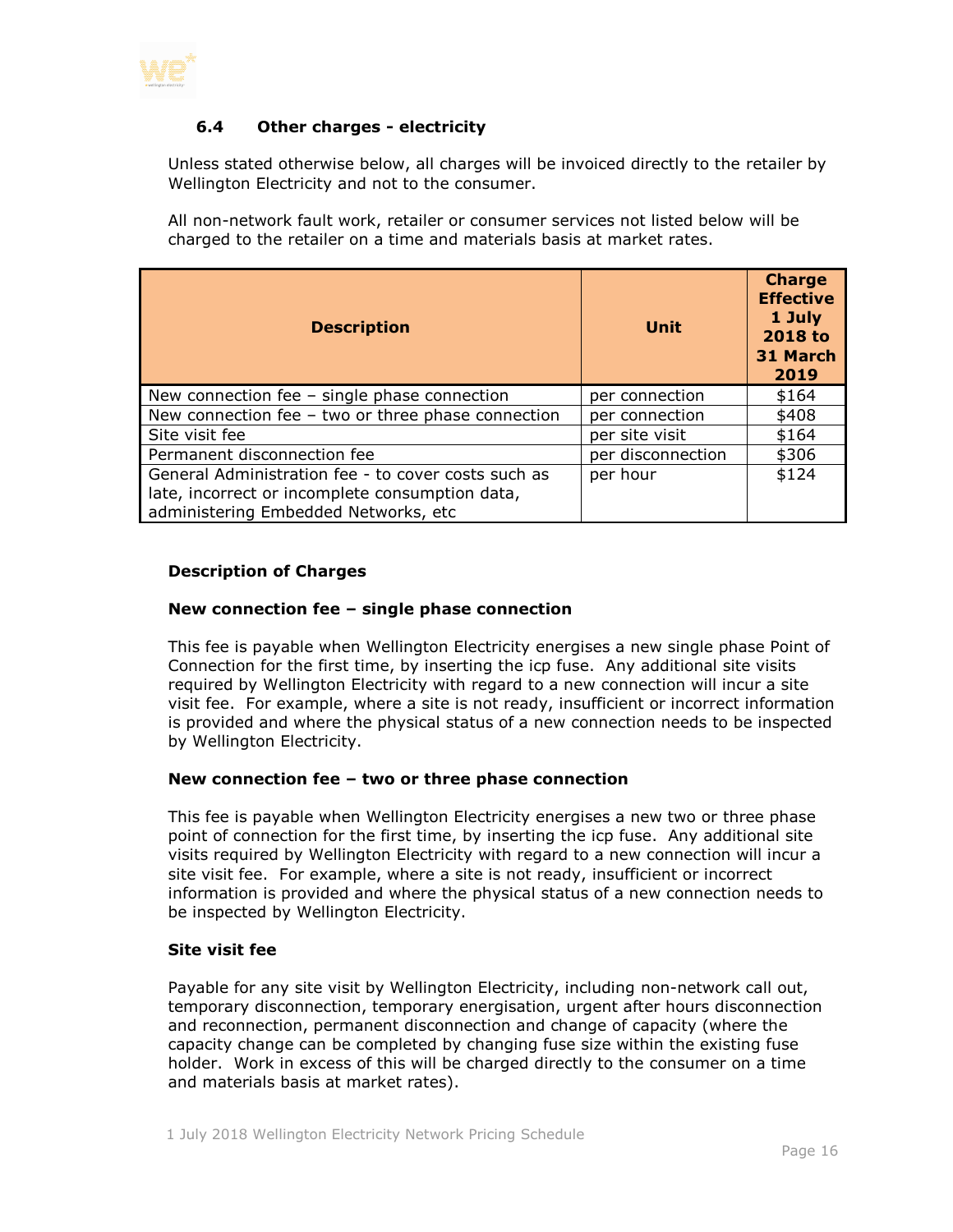### 6.4 Other charges - electricity

Unless stated otherwise below, all charges will be invoiced directly to the retailer by Wellington Electricity and not to the consumer.

All non-network fault work, retailer or consumer services not listed below will be charged to the retailer on a time and materials basis at market rates.

| Description | Unit | Charge Effective 1 July 2018 to 31 March 2019 |
|---|---|---|
| New connection fee – single phase connection | per connection | $164 |
| New connection fee – two or three phase connection | per connection | $408 |
| Site visit fee | per site visit | $164 |
| Permanent disconnection fee | per disconnection | $306 |
| General Administration fee - to cover costs such as late, incorrect or incomplete consumption data, administering Embedded Networks, etc | per hour | $124 |

**Description of Charges**

**New connection fee – single phase connection**

This fee is payable when Wellington Electricity energises a new single phase Point of Connection for the first time, by inserting the icp fuse. Any additional site visits required by Wellington Electricity with regard to a new connection will incur a site visit fee. For example, where a site is not ready, insufficient or incorrect information is provided and where the physical status of a new connection needs to be inspected by Wellington Electricity.

**New connection fee – two or three phase connection**

This fee is payable when Wellington Electricity energises a new two or three phase point of connection for the first time, by inserting the icp fuse. Any additional site visits required by Wellington Electricity with regard to a new connection will incur a site visit fee. For example, where a site is not ready, insufficient or incorrect information is provided and where the physical status of a new connection needs to be inspected by Wellington Electricity.

**Site visit fee**

Payable for any site visit by Wellington Electricity, including non-network call out, temporary disconnection, temporary energisation, urgent after hours disconnection and reconnection, permanent disconnection and change of capacity (where the capacity change can be completed by changing fuse size within the existing fuse holder. Work in excess of this will be charged directly to the consumer on a time and materials basis at market rates).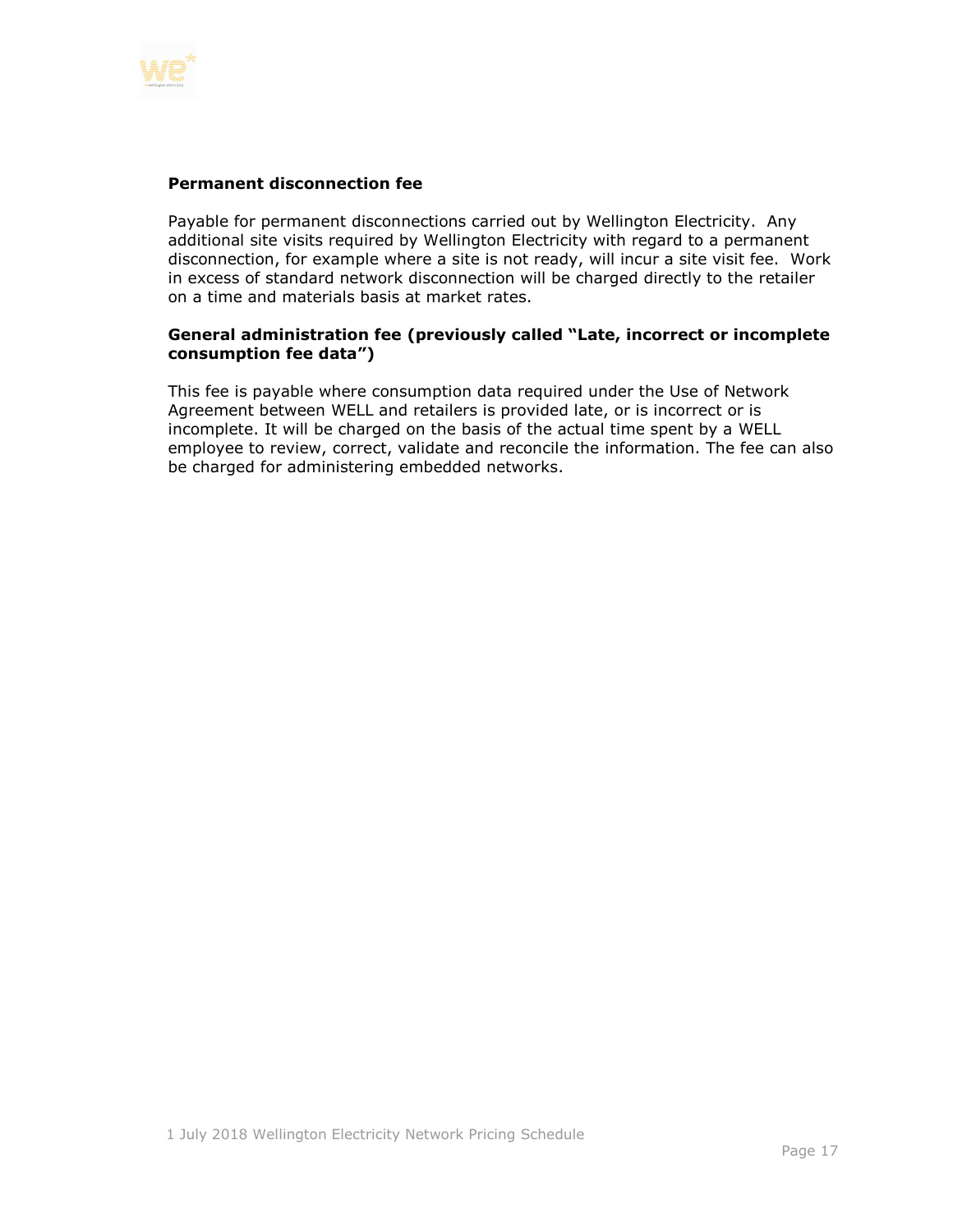**Permanent disconnection fee**

Payable for permanent disconnections carried out by Wellington Electricity. Any additional site visits required by Wellington Electricity with regard to a permanent disconnection, for example where a site is not ready, will incur a site visit fee. Work in excess of standard network disconnection will be charged directly to the retailer on a time and materials basis at market rates.

**General administration fee (previously called "Late, incorrect or incomplete consumption fee data")**

This fee is payable where consumption data required under the Use of Network Agreement between WELL and retailers is provided late, or is incorrect or is incomplete. It will be charged on the basis of the actual time spent by a WELL employee to review, correct, validate and reconcile the information. The fee can also be charged for administering embedded networks.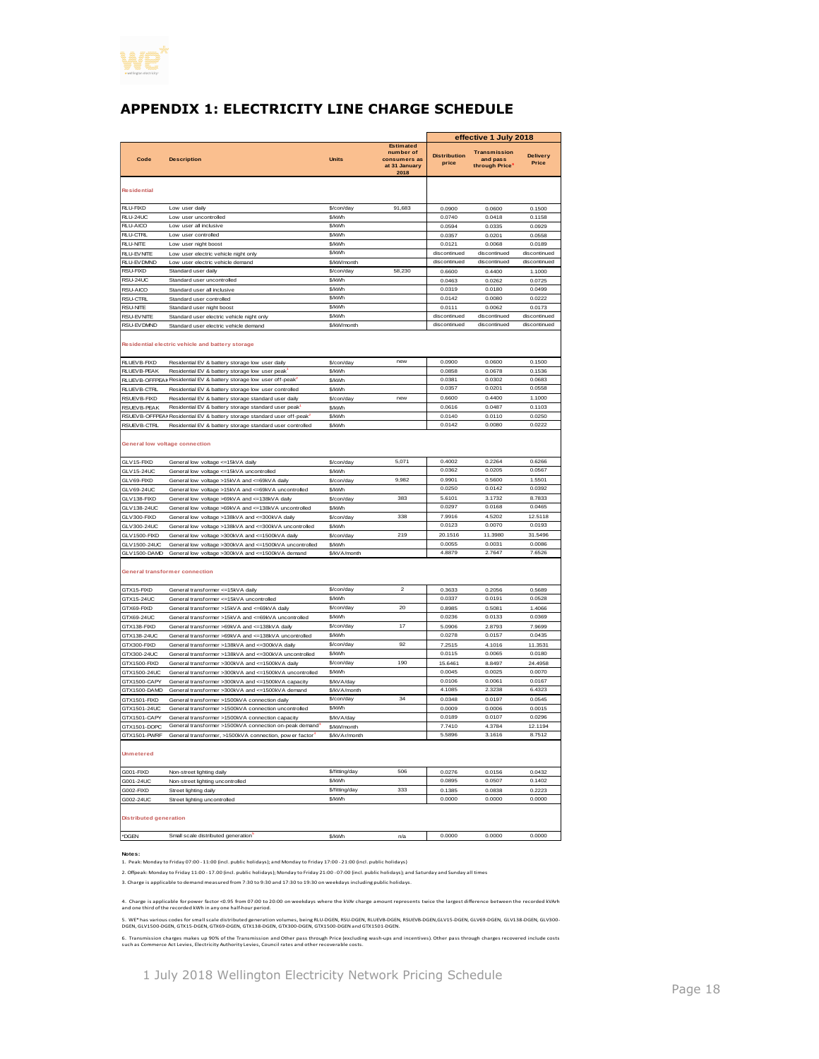## APPENDIX 1: ELECTRICITY LINE CHARGE SCHEDULE

| Code | Description | Units | Estimated number of consumers as at 31 January 2018 | effective 1 July 2018 Distribution price | Transmission and pass through Price[6] | Delivery Price |
|---|---|---|---|---|---|---|
| **Residential** | | | | | | |
| RLU-FIXD | Low user daily | $/con/day | 91,683 | 0.0900 | 0.0600 | 0.1500 |
| RLU-24UC | Low user uncontrolled | $/kWh | | 0.0740 | 0.0418 | 0.1158 |
| RLU-AICO | Low user all inclusive | $/kWh | | 0.0594 | 0.0335 | 0.0929 |
| RLU-CTRL | Low user controlled | $/kWh | | 0.0357 | 0.0201 | 0.0558 |
| RLU-NITE | Low user night boost | $/kWh | | 0.0121 | 0.0068 | 0.0189 |
| RLU-EVNITE | Low user electric vehicle night only | $/kWh | | discontinued | discontinued | discontinued |
| RLU-EVDMND | Low user electric vehicle demand | $/kW/month | | discontinued | discontinued | discontinued |
| RSU-FIXD | Standard user daily | $/con/day | 58,230 | 0.6600 | 0.4400 | 1.1000 |
| RSU-24UC | Standard user uncontrolled | $/kWh | | 0.0463 | 0.0262 | 0.0725 |
| RSU-AICO | Standard user all inclusive | $/kWh | | 0.0319 | 0.0180 | 0.0499 |
| RSU-CTRL | Standard user controlled | $/kWh | | 0.0142 | 0.0080 | 0.0222 |
| RSU-NITE | Standard user night boost | $/kWh | | 0.0111 | 0.0062 | 0.0173 |
| RSU-EVNITE | Standard user electric vehicle night only | $/kWh | | discontinued | discontinued | discontinued |
| RSU-EVDMND | Standard user electric vehicle demand | $/kW/month | | discontinued | discontinued | discontinued |
| **Residential electric vehicle and battery storage** | | | | | | |
| RLUEVB-FIXD | Residential EV & battery storage low user daily | $/con/day | new | 0.0900 | 0.0600 | 0.1500 |
| RLUEVB-PEAK | Residential EV & battery storage low user peak[1] | $/kWh | | 0.0858 | 0.0678 | 0.1536 |
| RLUEVB-OFFPEAK | Residential EV & battery storage low user off-peak[2] | $/kWh | | 0.0381 | 0.0302 | 0.0683 |
| RLUEVB-CTRL | Residential EV & battery storage low user controlled | $/kWh | | 0.0357 | 0.0201 | 0.0558 |
| RSUEVB-FIXD | Residential EV & battery storage standard user daily | $/con/day | new | 0.6600 | 0.4400 | 1.1000 |
| RSUEVB-PEAK | Residential EV & battery storage standard user peak[1] | $/kWh | | 0.0616 | 0.0487 | 0.1103 |
| RSUEVB-OFFPEAK | Residential EV & battery storage standard user off-peak[2] | $/kWh | | 0.0140 | 0.0110 | 0.0250 |
| RSUEVB-CTRL | Residential EV & battery storage standard user controlled | $/kWh | | 0.0142 | 0.0080 | 0.0222 |
| **General low voltage connection** | | | | | | |
| GLV15-FIXD | General low voltage <=15kVA daily | $/con/day | 5,071 | 0.4002 | 0.2264 | 0.6266 |
| GLV15-24UC | General low voltage <=15kVA uncontrolled | $/kWh | | 0.0362 | 0.0205 | 0.0567 |
| GLV69-FIXD | General low voltage >15kVA and <=69kVA daily | $/con/day | 9,982 | 0.9901 | 0.5600 | 1.5501 |
| GLV69-24UC | General low voltage >15kVA and <=69kVA uncontrolled | $/kWh | | 0.0250 | 0.0142 | 0.0392 |
| GLV138-FIXD | General low voltage >69kVA and <=138kVA daily | $/con/day | 383 | 5.6101 | 3.1732 | 8.7833 |
| GLV138-24UC | General low voltage >69kVA and <=138kVA uncontrolled | $/kWh | | 0.0297 | 0.0168 | 0.0465 |
| GLV300-FIXD | General low voltage >138kVA and <=300kVA daily | $/con/day | 338 | 7.9916 | 4.5202 | 12.5118 |
| GLV300-24UC | General low voltage >138kVA and <=300kVA uncontrolled | $/kWh | | 0.0123 | 0.0070 | 0.0193 |
| GLV1500-FIXD | General low voltage >300kVA and <=1500kVA daily | $/con/day | 219 | 20.1516 | 11.3980 | 31.5496 |
| GLV1500-24UC | General low voltage >300kVA and <=1500kVA uncontrolled | $/kWh | | 0.0055 | 0.0031 | 0.0086 |
| GLV1500-DAMD | General low voltage >300kVA and <=1500kVA demand | $/kVA/month | | 4.8879 | 2.7647 | 7.6526 |
| **General transformer connection** | | | | | | |
| GTX15-FIXD | General transformer <=15kVA daily | $/con/day | 2 | 0.3633 | 0.2056 | 0.5689 |
| GTX15-24UC | General transformer <=15kVA uncontrolled | $/kWh | | 0.0337 | 0.0191 | 0.0528 |
| GTX69-FIXD | General transformer >15kVA and <=69kVA daily | $/con/day | 20 | 0.8985 | 0.5081 | 1.4066 |
| GTX69-24UC | General transformer >15kVA and <=69kVA uncontrolled | $/kWh | | 0.0236 | 0.0133 | 0.0369 |
| GTX138-FIXD | General transformer >69kVA and <=138kVA daily | $/con/day | 17 | 5.0906 | 2.8793 | 7.9699 |
| GTX138-24UC | General transformer >69kVA and <=138kVA uncontrolled | $/kWh | | 0.0278 | 0.0157 | 0.0435 |
| GTX300-FIXD | General transformer >138kVA and <=300kVA daily | $/con/day | 92 | 7.2515 | 4.1016 | 11.3531 |
| GTX300-24UC | General transformer >138kVA and <=300kVA uncontrolled | $/kWh | | 0.0115 | 0.0065 | 0.0180 |
| GTX1500-FIXD | General transformer >300kVA and <=1500kVA daily | $/con/day | 190 | 15.6461 | 8.8497 | 24.4958 |
| GTX1500-24UC | General transformer >300kVA and <=1500kVA uncontrolled | $/kWh | | 0.0045 | 0.0025 | 0.0070 |
| GTX1500-CAPY | General transformer >300kVA and <=1500kVA capacity | $/kVA/day | | 0.0106 | 0.0061 | 0.0167 |
| GTX1500-DAMD | General transformer >300kVA and <=1500kVA demand | $/kVA/month | | 4.1085 | 2.3238 | 6.4323 |
| GTX1501-FIXD | General transformer >1500kVA connection daily | $/con/day | 34 | 0.0348 | 0.0197 | 0.0545 |
| GTX1501-24UC | General transformer >1500kVA connection uncontrolled | $/kWh | | 0.0009 | 0.0006 | 0.0015 |
| GTX1501-CAPY | General transformer >1500kVA connection capacity | $/kVA/day | | 0.0189 | 0.0107 | 0.0296 |
| GTX1501-DOPC | General transformer >1500kVA connection on-peak demand[3] | $/kW/month | | 7.7410 | 4.3784 | 12.1194 |
| GTX1501-PWRF | General transformer, >1500kVA connection, power factor[4] | $/kVAr/month | | 5.5896 | 3.1616 | 8.7512 |
| **Unmetered** | | | | | | |
| G001-FIXD | Non-street lighting daily | $/fitting/day | 506 | 0.0276 | 0.0156 | 0.0432 |
| G001-24UC | Non-street lighting uncontrolled | $/kWh | | 0.0895 | 0.0507 | 0.1402 |
| G002-FIXD | Street lighting daily | $/fitting/day | 333 | 0.1385 | 0.0838 | 0.2223 |
| G002-24UC | Street lighting uncontrolled | $/kWh | | 0.0000 | 0.0000 | 0.0000 |
| **Distributed generation** | | | | | | |
| *DGEN | Small scale distributed generation[5] | $/kWh | n/a | 0.0000 | 0.0000 | 0.0000 |

**Notes:**

1. Peak: Monday to Friday 07:00 - 11:00 (incl. public holidays); and Monday to Friday 17:00 - 21:00 (incl. public holidays)

2. Offpeak: Monday to Friday 11:00 - 17.00 (incl. public holidays); Monday to Friday 21:00 - 07:00 (incl. public holidays); and Saturday and Sunday all times

3. Charge is applicable to demand measured from 7:30 to 9:30 and 17:30 to 19:30 on weekdays including public holidays.

4. Charge is applicable for power factor <0.95 from 07:00 to 20:00 on weekdays where the kVAr charge amount represents twice the largest difference between the recorded kVArh and one third of the recorded kWh in any one half-hour period.

5. WE* has various codes for small scale distributed generation volumes, being RLU-DGEN, RSU-DGEN, RLUEVB-DGEN, RSUEVB-DGEN,GLV15-DGEN, GLV69-DGEN, GLV138-DGEN, GLV300-DGEN, GLV1500-DGEN, GTX15-DGEN, GTX69-DGEN, GTX138-DGEN, GTX300-DGEN, GTX1500-DGEN and GTX1501-DGEN.

6. Transmission charges makes up 90% of the Transmission and Other pass through Price (excluding wash-ups and incentives). Other pass through charges recovered include costs such as Commerce Act Levies, Electricity Authority Levies, Council rates and other recoverable costs.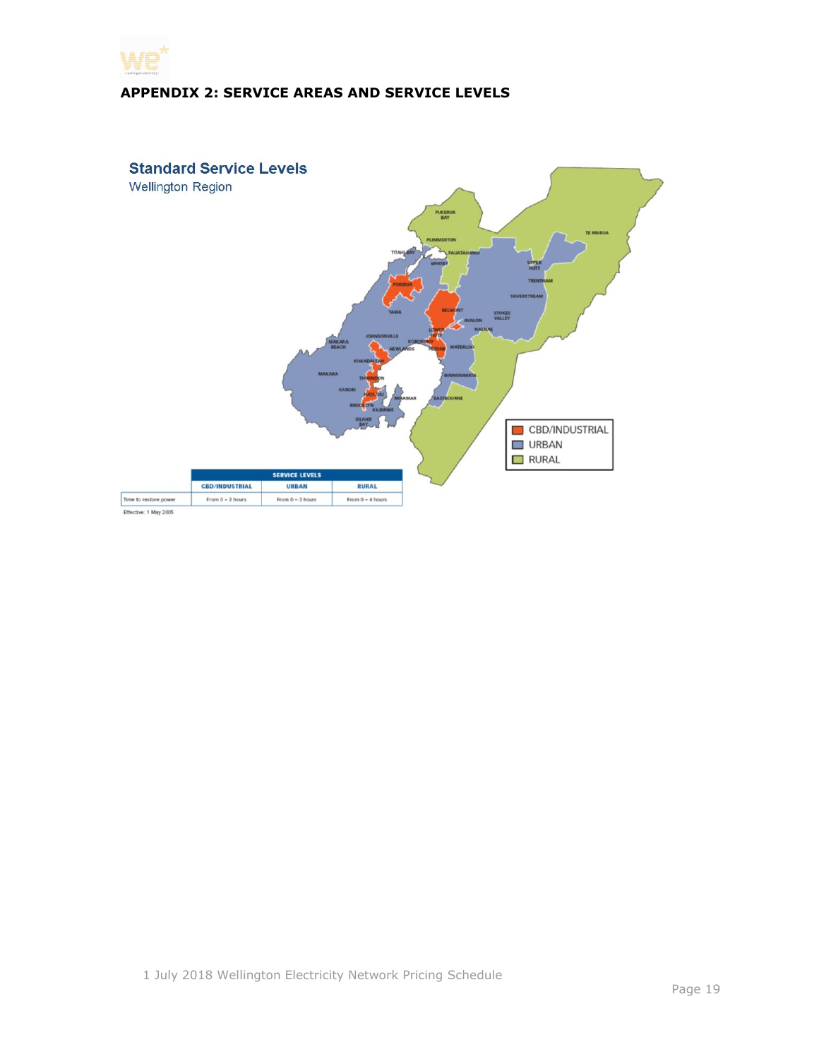## APPENDIX 2: SERVICE AREAS AND SERVICE LEVELS

### Standard Service Levels

Wellington Region

PUKERUA BAY
PLIMMERTON
TITAHI BAY
PAUATAHANUI
WHITBY
PORIRUA
TAWA
BELMONT
TE MARUA
UPPER HUTT
TRENTHAM
SILVERSTREAM
STOKES VALLEY
AVALON
NAENAE
LOWER HUTT
JOHNSONVILLE
KOROKORO
MAKARA BEACH
NEWLANDS
PETONE
WATERLOO
KHANDALLAH
MAKARA
THORNDON
WAINUIOMATA
KARORI
HATAITAI
MIRAMAR
BROOKLYN
KILBIRNIE
EASTBOURNE
ISLAND BAY

CBD/INDUSTRIAL
URBAN
RURAL

| | SERVICE LEVELS | | |
|---|---|---|---|
| | CBD/INDUSTRIAL | URBAN | RURAL |
| Time to restore power | From 0 – 3 hours | From 0 – 3 hours | From 0 – 6 hours |

Effective: 1 May 2005